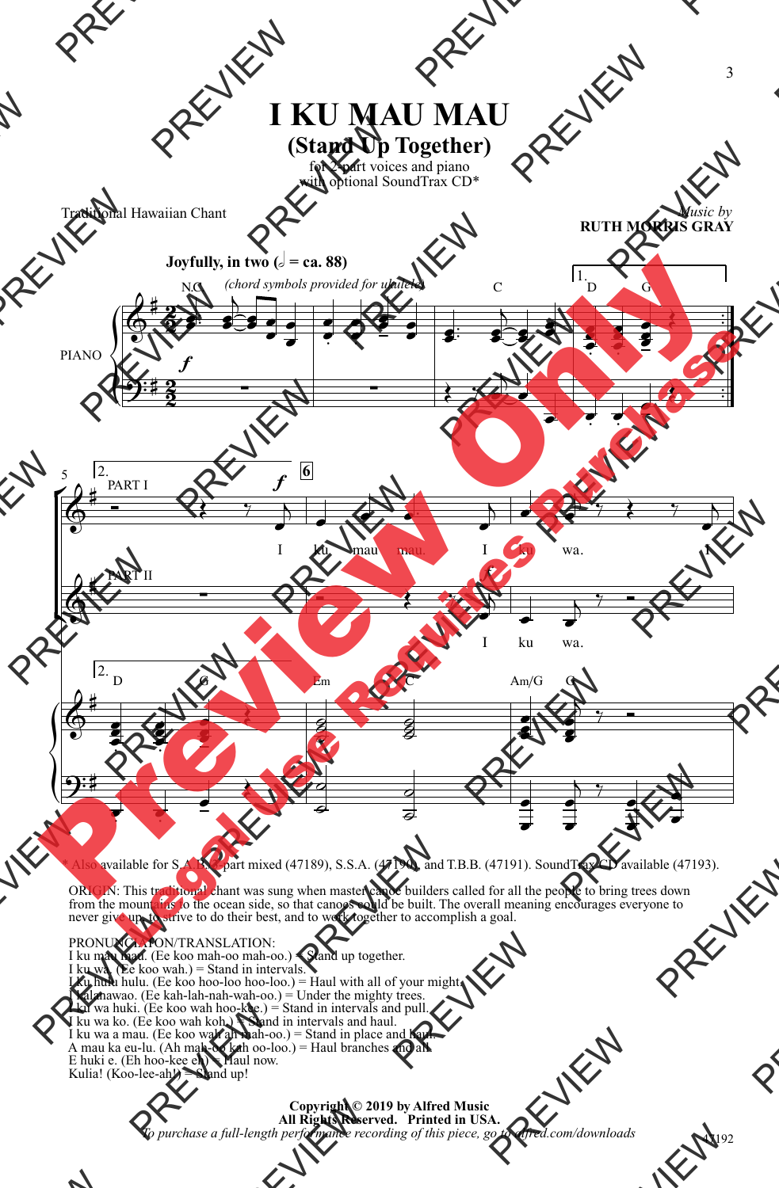# I KU MAU MAU

## (Stand Up Together)

for 2-part voices and piano
with optional SoundTrax CD*

Traditional Hawaiian Chant

*Music by*
**RUTH MORRIS GRAY**

**Joyfully, in two (𝅗𝅥 = ca. 88)**

*(chord symbols provided for ukulele)*

I ku mau mau. I ku wa. I

I ku wa.

\* Also available for S.A.B./2-part mixed (47189), S.S.A. (47190), and T.B.B. (47191). SoundTrax CD available (47193).

ORIGIN: This traditional chant was sung when master canoe builders called for all the people to bring trees down from the mountains to the ocean side, so that canoes could be built. The overall meaning encourages everyone to never give up, to strive to do their best, and to work together to accomplish a goal.

PRONUNCIATION/TRANSLATION:
I ku mau mau. (Ee koo mah-oo mah-oo.) = Stand up together.
I ku wa. (Ee koo wah.) = Stand in intervals.
I ku hulu hulu. (Ee koo hoo-loo hoo-loo.) = Haul with all of your might.
I kalanawao. (Ee kah-lah-nah-wah-oo.) = Under the mighty trees.
I ku wa huki. (Ee koo wah hoo-kee.) = Stand in intervals and pull.
I ku wa ko. (Ee koo wah koh.) = Stand in intervals and haul.
I ku wa a mau. (Ee koo wah ah mah-oo.) = Stand in place and haul.
A mau ka eu-lu. (Ah mah-oo kah oo-loo.) = Haul branches and all.
E huki e. (Eh hoo-kee eh) = Haul now.
Kulia! (Koo-lee-ah!) = Stand up!

**Copyright © 2019 by Alfred Music**
**All Rights Reserved. Printed in USA.**
*To purchase a full-length performance recording of this piece, go to alfred.com/downloads*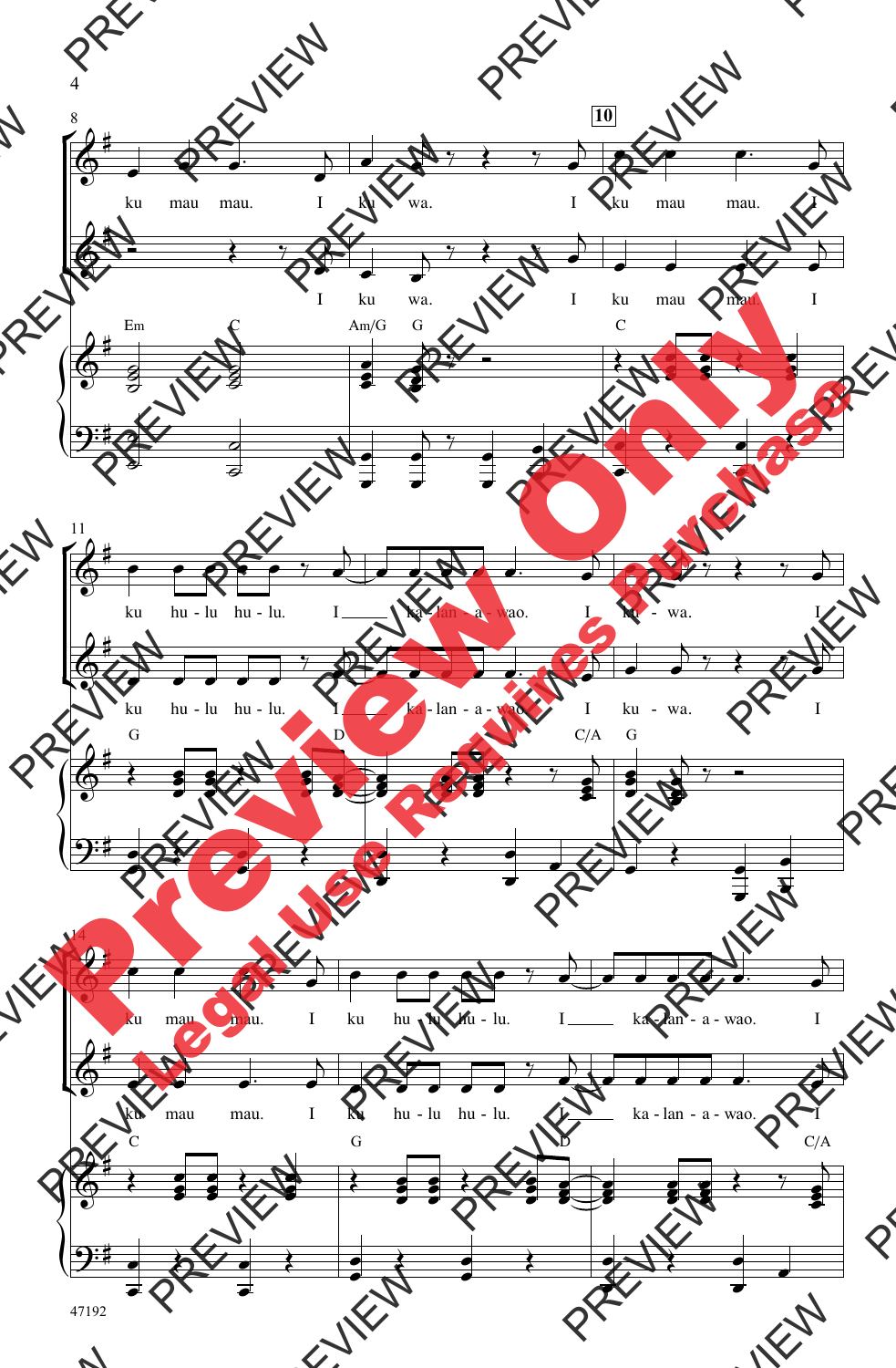8

ku mau mau. I ku wa. I ku mau mau. I

I ku wa. I ku mau mau. I

Em C Am/G G C

10

11

ku hu - lu hu - lu. I ka - lan - a - wao. I ku - wa. I

ku hu - lu hu - lu. I ka - lan - a - wao. I ku - wa. I

G D C/A G

14

ku mau mau. I ku hu - lu hu - lu. I ka - lan - a - wao. I

ku mau mau. I ku hu - lu hu - lu. I ka - lan - a - wao. I

C G D C/A

47192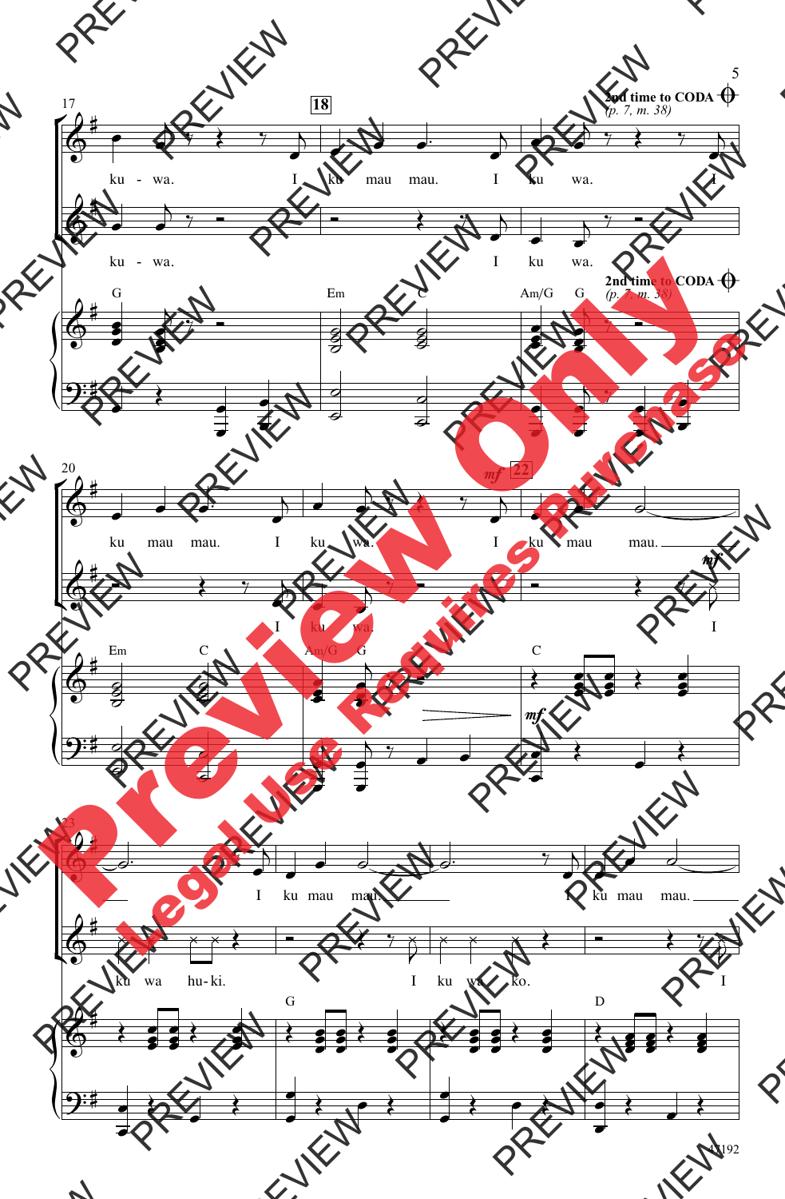**2nd time to CODA** *(p. 7, m. 38)*

ku - wa. I ku mau mau. I ku wa. I

ku - wa. I ku wa.

G | Em | C | Am/G | G

ku mau mau. I ku wa. I ku mau mau.

I ku wa. I

Em | C | Am/G | G | C

*mf*

I ku mau mau. I ku mau mau.

ku wa hu-ki. I ku wa ko. I

G | D

47192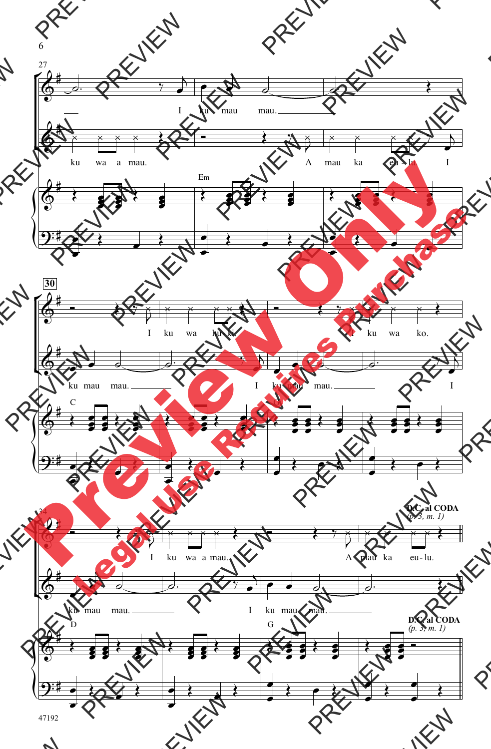27

I ku mau mau.

ku wa a mau. A mau ka eu-lu. I

Em

**30**

I ku wa hu-ki. I ku wa ko.

ku mau mau. I ku mau mau. I

C G

34

I ku wa a mau. A mau ka eu-lu.

ku mau mau. I ku mau mau.

D G

**D.C. al CODA**
*(p. 3, m. 1)*

**D.C. al CODA**
*(p. 3, m. 1)*

47192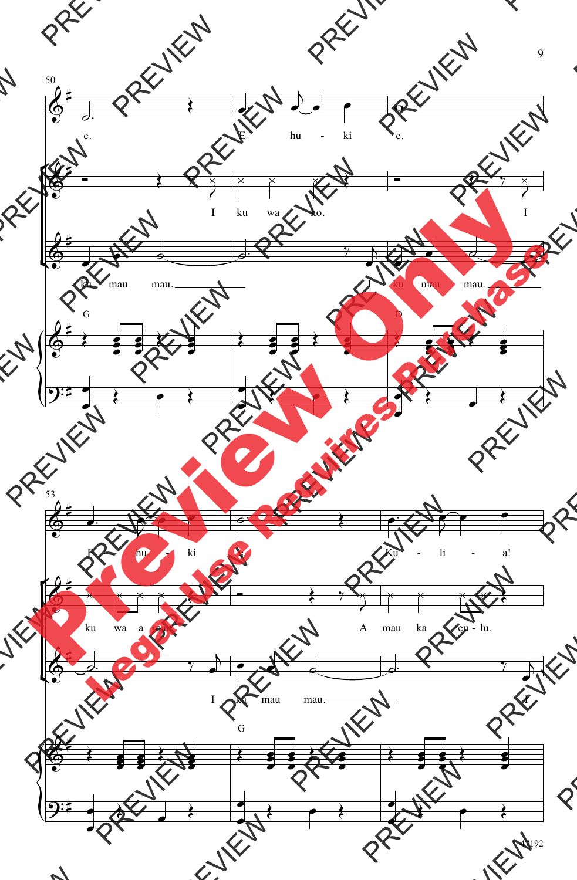50

e. E hu - ki e.

I ku wa ko. I

ku mau mau. I ku mau mau.

G D

53

E hu - ki e. Ku - li - a!

ku wa a mo. A mau ka eu - lu.

I ku mau mau. I

G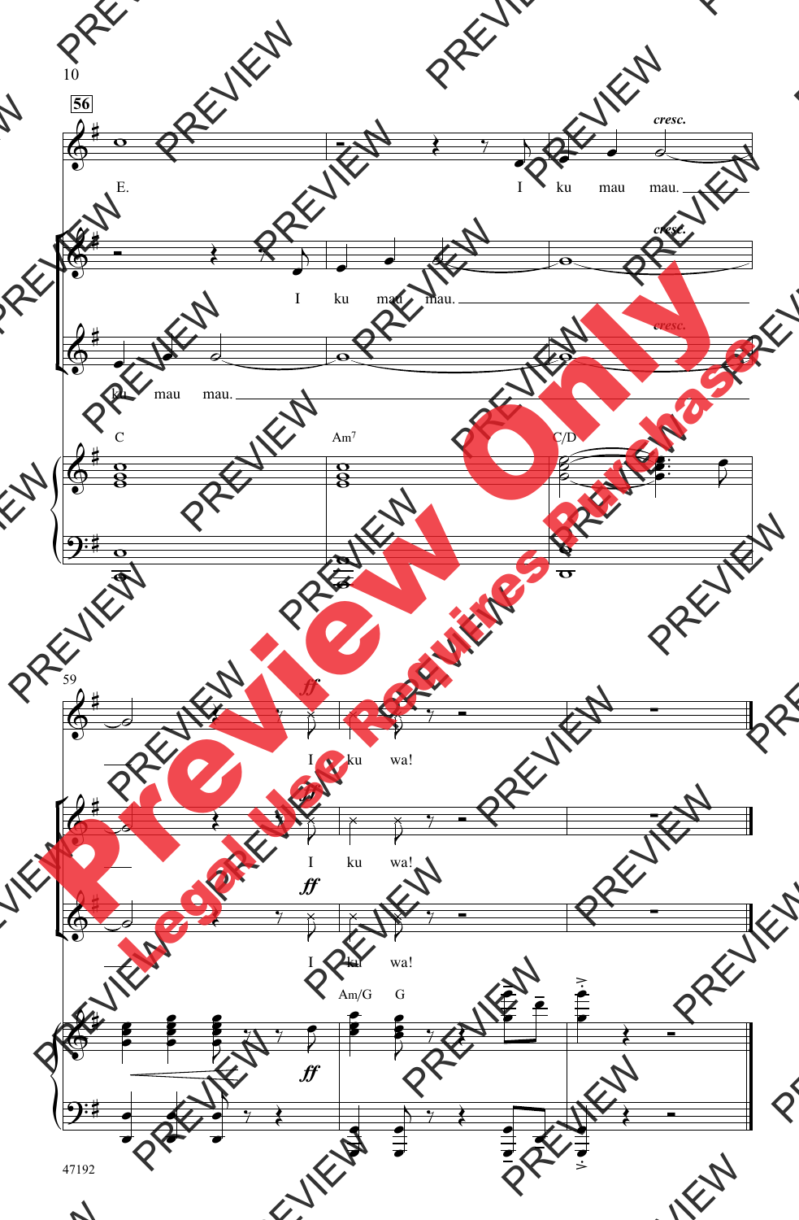56

E. I ku mau mau.

I ku mau mau.

ku mau mau.

C Am7 C/D

59

I ku wa!

I ku wa!

I ku wa!

Am/G G

47192